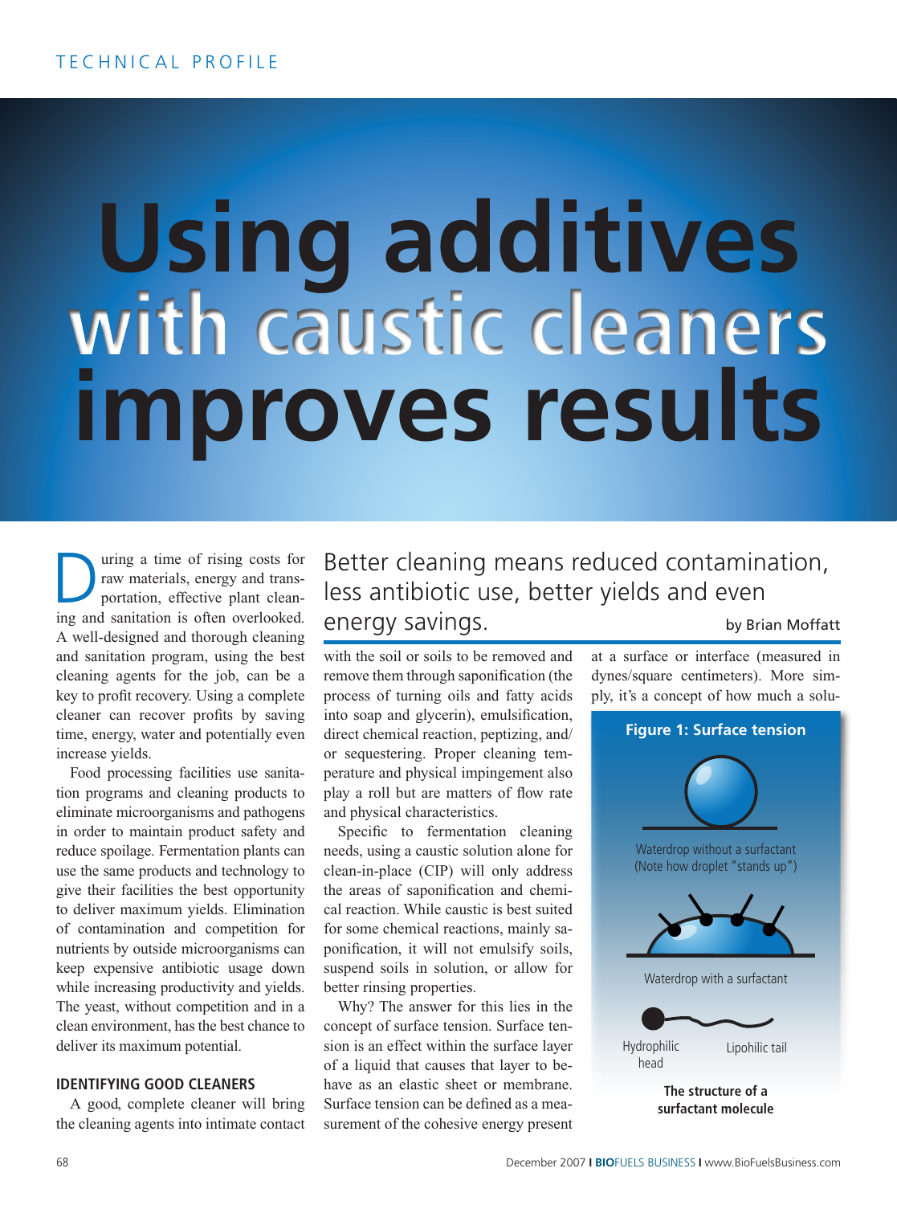# Using additives with caustic cleaners improves results

## Better cleaning means reduced contamination, less antibiotic use, better yields and even energy savings.

by Brian Moffatt

During a time of rising costs for raw materials, energy and transportation, effective plant cleaning and sanitation is often overlooked. A well-designed and thorough cleaning and sanitation program, using the best cleaning agents for the job, can be a key to profit recovery. Using a complete cleaner can recover profits by saving time, energy, water and potentially even increase yields.

Food processing facilities use sanitation programs and cleaning products to eliminate microorganisms and pathogens in order to maintain product safety and reduce spoilage. Fermentation plants can use the same products and technology to give their facilities the best opportunity to deliver maximum yields. Elimination of contamination and competition for nutrients by outside microorganisms can keep expensive antibiotic usage down while increasing productivity and yields. The yeast, without competition and in a clean environment, has the best chance to deliver its maximum potential.

### IDENTIFYING GOOD CLEANERS

A good, complete cleaner will bring the cleaning agents into intimate contact with the soil or soils to be removed and remove them through saponification (the process of turning oils and fatty acids into soap and glycerin), emulsification, direct chemical reaction, peptizing, and/or sequestering. Proper cleaning temperature and physical impingement also play a roll but are matters of flow rate and physical characteristics.

Specific to fermentation cleaning needs, using a caustic solution alone for clean-in-place (CIP) will only address the areas of saponification and chemical reaction. While caustic is best suited for some chemical reactions, mainly saponification, it will not emulsify soils, suspend soils in solution, or allow for better rinsing properties.

Why? The answer for this lies in the concept of surface tension. Surface tension is an effect within the surface layer of a liquid that causes that layer to behave as an elastic sheet or membrane. Surface tension can be defined as a measurement of the cohesive energy present at a surface or interface (measured in dynes/square centimeters). More simply, it's a concept of how much a solu-

**Figure 1: Surface tension**

Waterdrop without a surfactant (Note how droplet "stands up")

Waterdrop with a surfactant

Hydrophilic head

Lipohilic tail

**The structure of a surfactant molecule**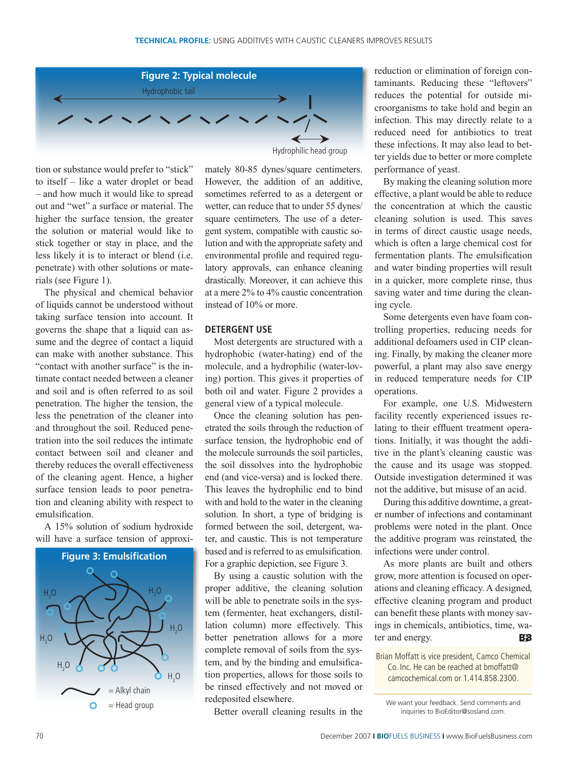**Figure 2: Typical molecule**

Hydrophobic tail

Hydrophilic head group

tion or substance would prefer to "stick" to itself – like a water droplet or bead – and how much it would like to spread out and "wet" a surface or material. The higher the surface tension, the greater the solution or material would like to stick together or stay in place, and the less likely it is to interact or blend (i.e. penetrate) with other solutions or materials (see Figure 1).

The physical and chemical behavior of liquids cannot be understood without taking surface tension into account. It governs the shape that a liquid can assume and the degree of contact a liquid can make with another substance. This "contact with another surface" is the intimate contact needed between a cleaner and soil and is often referred to as soil penetration. The higher the tension, the less the penetration of the cleaner into and throughout the soil. Reduced penetration into the soil reduces the intimate contact between soil and cleaner and thereby reduces the overall effectiveness of the cleaning agent. Hence, a higher surface tension leads to poor penetration and cleaning ability with respect to emulsification.

A 15% solution of sodium hydroxide will have a surface tension of approximately 80-85 dynes/square centimeters. However, the addition of an additive, sometimes referred to as a detergent or wetter, can reduce that to under 55 dynes/square centimeters. The use of a detergent system, compatible with caustic solution and with the appropriate safety and environmental profile and required regulatory approvals, can enhance cleaning drastically. Moreover, it can achieve this at a mere 2% to 4% caustic concentration instead of 10% or more.

**Figure 3: Emulsification**

$H_2O$

= Alkyl chain

= Head group

## DETERGENT USE

Most detergents are structured with a hydrophobic (water-hating) end of the molecule, and a hydrophilic (water-loving) portion. This gives it properties of both oil and water. Figure 2 provides a general view of a typical molecule.

Once the cleaning solution has penetrated the soils through the reduction of surface tension, the hydrophobic end of the molecule surrounds the soil particles, the soil dissolves into the hydrophobic end (and vice-versa) and is locked there. This leaves the hydrophilic end to bind with and hold to the water in the cleaning solution. In short, a type of bridging is formed between the soil, detergent, water, and caustic. This is not temperature based and is referred to as emulsification. For a graphic depiction, see Figure 3.

By using a caustic solution with the proper additive, the cleaning solution will be able to penetrate soils in the system (fermenter, heat exchangers, distillation column) more effectively. This better penetration allows for a more complete removal of soils from the system, and by the binding and emulsification properties, allows for those soils to be rinsed effectively and not moved or redeposited elsewhere.

Better overall cleaning results in the reduction or elimination of foreign contaminants. Reducing these "leftovers" reduces the potential for outside microorganisms to take hold and begin an infection. This may directly relate to a reduced need for antibiotics to treat these infections. It may also lead to better yields due to better or more complete performance of yeast.

By making the cleaning solution more effective, a plant would be able to reduce the concentration at which the caustic cleaning solution is used. This saves in terms of direct caustic usage needs, which is often a large chemical cost for fermentation plants. The emulsification and water binding properties will result in a quicker, more complete rinse, thus saving water and time during the cleaning cycle.

Some detergents even have foam controlling properties, reducing needs for additional defoamers used in CIP cleaning. Finally, by making the cleaner more powerful, a plant may also save energy in reduced temperature needs for CIP operations.

For example, one U.S. Midwestern facility recently experienced issues relating to their effluent treatment operations. Initially, it was thought the additive in the plant's cleaning caustic was the cause and its usage was stopped. Outside investigation determined it was not the additive, but misuse of an acid.

During this additive downtime, a greater number of infections and contaminant problems were noted in the plant. Once the additive program was reinstated, the infections were under control.

As more plants are built and others grow, more attention is focused on operations and cleaning efficacy. A designed, effective cleaning program and product can benefit these plants with money savings in chemicals, antibiotics, time, water and energy.

Brian Moffatt is vice president, Camco Chemical Co. Inc. He can be reached at bmoffatt@camcochemical.com or 1.414.858.2300.

We want your feedback. Send comments and inquiries to BioEditor@sosland.com.